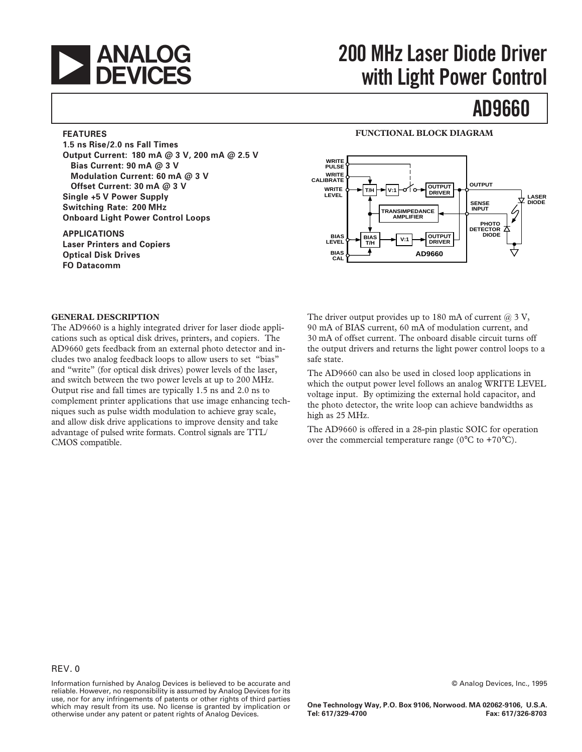# 200 MHz Laser Diode Driver with Light Power Control

# AD9660

## FEATURES

**1.5 ns Rise/2.0 ns Fall Times**
**Output Current: 180 mA @ 3 V, 200 mA @ 2.5 V**
- **Bias Current: 90 mA @ 3 V**
- **Modulation Current: 60 mA @ 3 V**
- **Offset Current: 30 mA @ 3 V**

**Single +5 V Power Supply**
**Switching Rate: 200 MHz**
**Onboard Light Power Control Loops**

## APPLICATIONS

**Laser Printers and Copiers**
**Optical Disk Drives**
**FO Datacomm**

## FUNCTIONAL BLOCK DIAGRAM

WRITE PULSE, WRITE CALIBRATE, WRITE LEVEL, T/H, V:1, OUTPUT DRIVER, OUTPUT, TRANSIMPEDANCE AMPLIFIER, SENSE INPUT, LASER DIODE, PHOTO DETECTOR DIODE, BIAS LEVEL, BIAS T/H, V:1, OUTPUT DRIVER, BIAS CAL, AD9660

## GENERAL DESCRIPTION

The AD9660 is a highly integrated driver for laser diode applications such as optical disk drives, printers, and copiers. The AD9660 gets feedback from an external photo detector and includes two analog feedback loops to allow users to set "bias" and "write" (for optical disk drives) power levels of the laser, and switch between the two power levels at up to 200 MHz. Output rise and fall times are typically 1.5 ns and 2.0 ns to complement printer applications that use image enhancing techniques such as pulse width modulation to achieve gray scale, and allow disk drive applications to improve density and take advantage of pulsed write formats. Control signals are TTL/CMOS compatible.

The driver output provides up to 180 mA of current @ 3 V, 90 mA of BIAS current, 60 mA of modulation current, and 30 mA of offset current. The onboard disable circuit turns off the output drivers and returns the light power control loops to a safe state.

The AD9660 can also be used in closed loop applications in which the output power level follows an analog WRITE LEVEL voltage input. By optimizing the external hold capacitor, and the photo detector, the write loop can achieve bandwidths as high as 25 MHz.

The AD9660 is offered in a 28-pin plastic SOIC for operation over the commercial temperature range (0°C to +70°C).

REV. 0

Information furnished by Analog Devices is believed to be accurate and reliable. However, no responsibility is assumed by Analog Devices for its use, nor for any infringements of patents or other rights of third parties which may result from its use. No license is granted by implication or otherwise under any patent or patent rights of Analog Devices.

© Analog Devices, Inc., 1995

**One Technology Way, P.O. Box 9106, Norwood. MA 02062-9106, U.S.A.**
**Tel: 617/329-4700 Fax: 617/326-8703**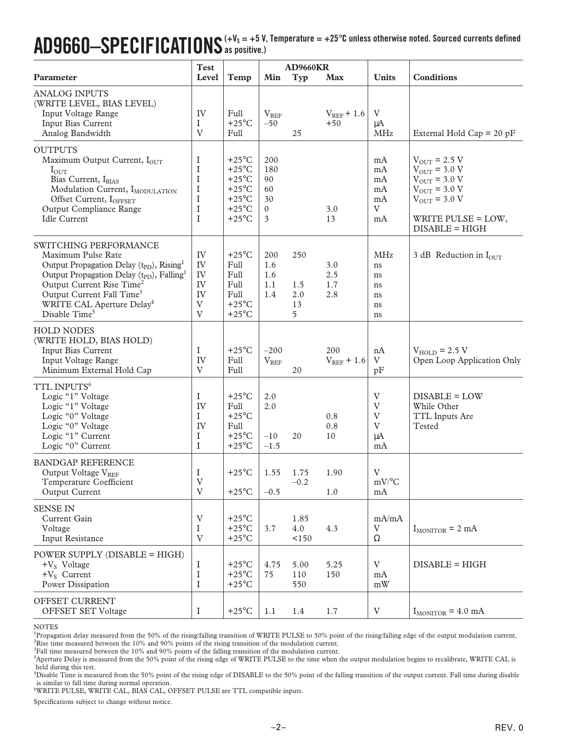# AD9660–SPECIFICATIONS

($+V_S$ = +5 V, Temperature = +25°C unless otherwise noted. Sourced currents defined as positive.)

| Parameter | Test Level | Temp | AD9660KR Min | Typ | Max | Units | Conditions |
|---|---|---|---|---|---|---|---|
| **ANALOG INPUTS (WRITE LEVEL, BIAS LEVEL)** | | | | | | | |
| Input Voltage Range | IV | Full | $V_{REF}$ | | $V_{REF}$ + 1.6 | V | |
| Input Bias Current | I | +25°C | –50 | | +50 | μA | |
| Analog Bandwidth | V | Full | | 25 | | MHz | External Hold Cap = 20 pF |
| **OUTPUTS** | | | | | | | |
| Maximum Output Current, $I_{OUT}$ | I | +25°C | 200 | | | mA | $V_{OUT}$ = 2.5 V |
| $I_{OUT}$ | I | +25°C | 180 | | | mA | $V_{OUT}$ = 3.0 V |
| Bias Current, $I_{BIAS}$ | I | +25°C | 90 | | | mA | $V_{OUT}$ = 3.0 V |
| Modulation Current, $I_{MODULATION}$ | I | +25°C | 60 | | | mA | $V_{OUT}$ = 3.0 V |
| Offset Current, $I_{OFFSET}$ | I | +25°C | 30 | | | mA | $V_{OUT}$ = 3.0 V |
| Output Compliance Range | I | +25°C | 0 | | 3.0 | V | |
| Idle Current | I | +25°C | 3 | | 13 | mA | WRITE PULSE = LOW, DISABLE = HIGH |
| **SWITCHING PERFORMANCE** | | | | | | | |
| Maximum Pulse Rate | IV | +25°C | 200 | 250 | | MHz | 3 dB Reduction in $I_{OUT}$ |
| Output Propagation Delay ($t_{PD}$), Rising[1] | IV | Full | 1.6 | | 3.0 | ns | |
| Output Propagation Delay ($t_{PD}$), Falling[1] | IV | Full | 1.6 | | 2.5 | ns | |
| Output Current Rise Time[2] | IV | Full | 1.1 | 1.5 | 1.7 | ns | |
| Output Current Fall Time[3] | IV | Full | 1.4 | 2.0 | 2.8 | ns | |
| WRITE CAL Aperture Delay[4] | V | +25°C | | 13 | | ns | |
| Disable Time[5] | V | +25°C | | 5 | | ns | |
| **HOLD NODES (WRITE HOLD, BIAS HOLD)** | | | | | | | |
| Input Bias Current | I | +25°C | –200 | | 200 | nA | $V_{HOLD}$ = 2.5 V |
| Input Voltage Range | IV | Full | $V_{REF}$ | | $V_{REF}$ + 1.6 | V | Open Loop Application Only |
| Minimum External Hold Cap | V | Full | | 20 | | pF | |
| **TTL INPUTS[6]** | | | | | | | |
| Logic "1" Voltage | I | +25°C | 2.0 | | | V | DISABLE = LOW |
| Logic "1" Voltage | IV | Full | 2.0 | | | V | While Other |
| Logic "0" Voltage | I | +25°C | | | 0.8 | V | TTL Inputs Are |
| Logic "0" Voltage | IV | Full | | | 0.8 | V | Tested |
| Logic "1" Current | I | +25°C | –10 | 20 | 10 | μA | |
| Logic "0" Current | I | +25°C | –1.5 | | | mA | |
| **BANDGAP REFERENCE** | | | | | | | |
| Output Voltage $V_{REF}$ | I | +25°C | 1.55 | 1.75 | 1.90 | V | |
| Temperature Coefficient | V | | | –0.2 | | mV/°C | |
| Output Current | V | +25°C | –0.5 | | 1.0 | mA | |
| **SENSE IN** | | | | | | | |
| Current Gain | V | +25°C | | 1.85 | | mA/mA | |
| Voltage | I | +25°C | 3.7 | 4.0 | 4.3 | V | $I_{MONITOR}$ = 2 mA |
| Input Resistance | V | +25°C | | <150 | | Ω | |
| **POWER SUPPLY (DISABLE = HIGH)** | | | | | | | |
| $+V_S$ Voltage | I | +25°C | 4.75 | 5.00 | 5.25 | V | DISABLE = HIGH |
| $+V_S$ Current | I | +25°C | 75 | 110 | 150 | mA | |
| Power Dissipation | I | +25°C | | 550 | | mW | |
| **OFFSET CURRENT** | | | | | | | |
| OFFSET SET Voltage | I | +25°C | 1.1 | 1.4 | 1.7 | V | $I_{MONITOR}$ = 4.0 mA |

NOTES

[1]Propagation delay measured from the 50% of the rising/falling transition of WRITE PULSE to 50% point of the rising/falling edge of the output modulation current.

[2]Rise time measured between the 10% and 90% points of the rising transition of the modulation current.

[3]Fall time measured between the 10% and 90% points of the falling transition of the modulation current.

[4]Aperture Delay is measured from the 50% point of the rising edge of WRITE PULSE to the time when the output modulation begins to recalibrate, WRITE CAL is held during this test.

[5]Disable Time is measured from the 50% point of the rising edge of DISABLE to the 50% point of the falling transition of the output current. Fall time during disable is similar to fall time during normal operation.

[6]WRITE PULSE, WRITE CAL, BIAS CAL, OFFSET PULSE are TTL compatible inputs.

Specifications subject to change without notice.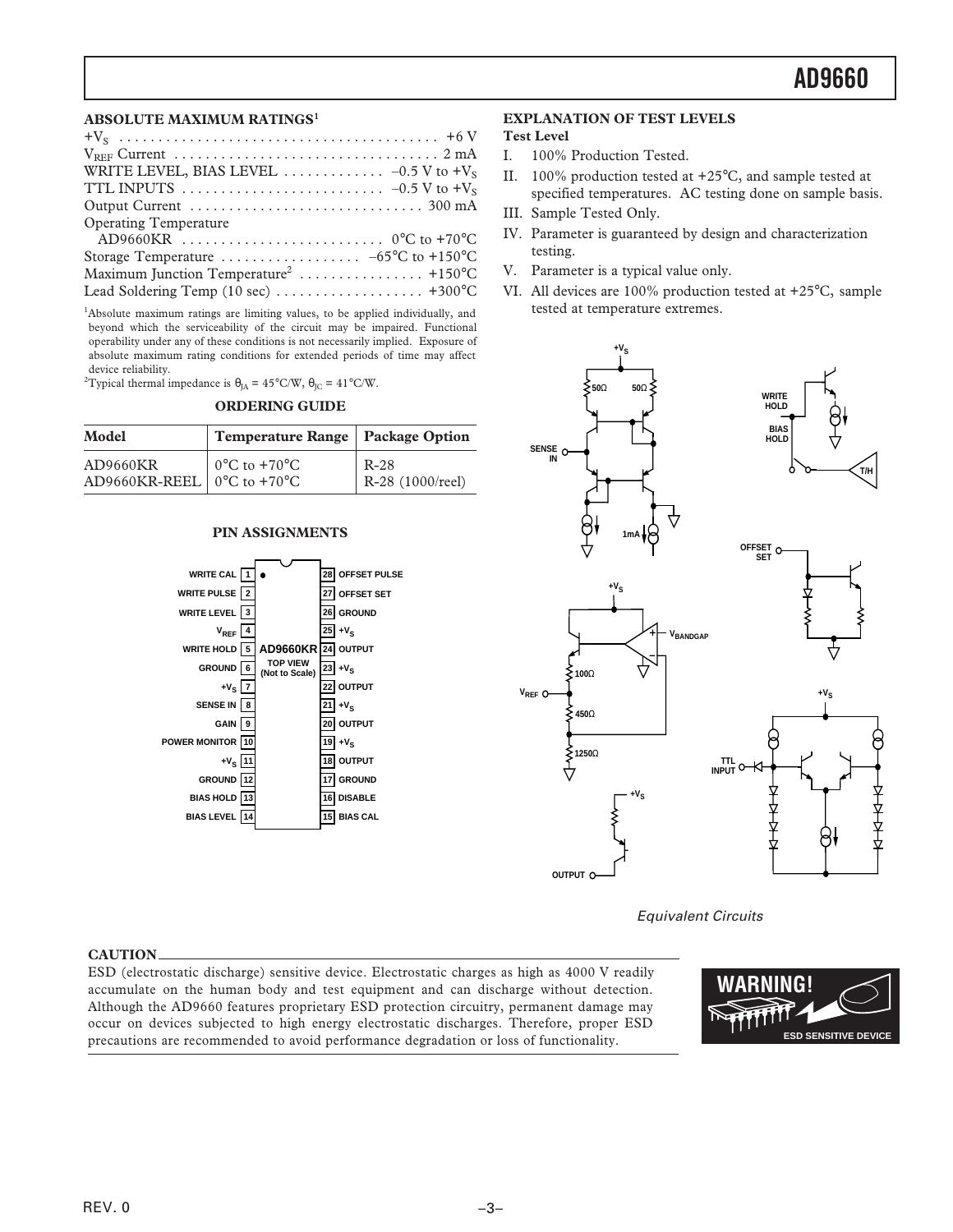## ABSOLUTE MAXIMUM RATINGS[1]

| | |
|---|---|
| $+V_S$ | +6 V |
| $V_{REF}$ Current | 2 mA |
| WRITE LEVEL, BIAS LEVEL | –0.5 V to $+V_S$ |
| TTL INPUTS | –0.5 V to $+V_S$ |
| Output Current | 300 mA |
| Operating Temperature | |
| AD9660KR | 0°C to +70°C |
| Storage Temperature | –65°C to +150°C |
| Maximum Junction Temperature[2] | +150°C |
| Lead Soldering Temp (10 sec) | +300°C |

[1]Absolute maximum ratings are limiting values, to be applied individually, and beyond which the serviceability of the circuit may be impaired. Functional operability under any of these conditions is not necessarily implied. Exposure of absolute maximum rating conditions for extended periods of time may affect device reliability.

[2]Typical thermal impedance is $\theta_{JA}$ = 45°C/W, $\theta_{JC}$ = 41°C/W.

## ORDERING GUIDE

| Model | Temperature Range | Package Option |
|---|---|---|
| AD9660KR | 0°C to +70°C | R-28 |
| AD9660KR-REEL | 0°C to +70°C | R-28 (1000/reel) |

## PIN ASSIGNMENTS

| Pin | Name | Pin | Name |
|---|---|---|---|
| 1 | WRITE CAL | 28 | OFFSET PULSE |
| 2 | WRITE PULSE | 27 | OFFSET SET |
| 3 | WRITE LEVEL | 26 | GROUND |
| 4 | $V_{REF}$ | 25 | $+V_S$ |
| 5 | WRITE HOLD | 24 | OUTPUT |
| 6 | GROUND | 23 | $+V_S$ |
| 7 | $+V_S$ | 22 | OUTPUT |
| 8 | SENSE IN | 21 | $+V_S$ |
| 9 | GAIN | 20 | OUTPUT |
| 10 | POWER MONITOR | 19 | $+V_S$ |
| 11 | $+V_S$ | 18 | OUTPUT |
| 12 | GROUND | 17 | GROUND |
| 13 | BIAS HOLD | 16 | DISABLE |
| 14 | BIAS LEVEL | 15 | BIAS CAL |

AD9660KR TOP VIEW (Not to Scale)

## EXPLANATION OF TEST LEVELS

**Test Level**

I. 100% Production Tested.

II. 100% production tested at +25°C, and sample tested at specified temperatures. AC testing done on sample basis.

III. Sample Tested Only.

IV. Parameter is guaranteed by design and characterization testing.

V. Parameter is a typical value only.

VI. All devices are 100% production tested at +25°C, sample tested at temperature extremes.

*Equivalent Circuits*

**CAUTION**

ESD (electrostatic discharge) sensitive device. Electrostatic charges as high as 4000 V readily accumulate on the human body and test equipment and can discharge without detection. Although the AD9660 features proprietary ESD protection circuitry, permanent damage may occur on devices subjected to high energy electrostatic discharges. Therefore, proper ESD precautions are recommended to avoid performance degradation or loss of functionality.

WARNING! ESD SENSITIVE DEVICE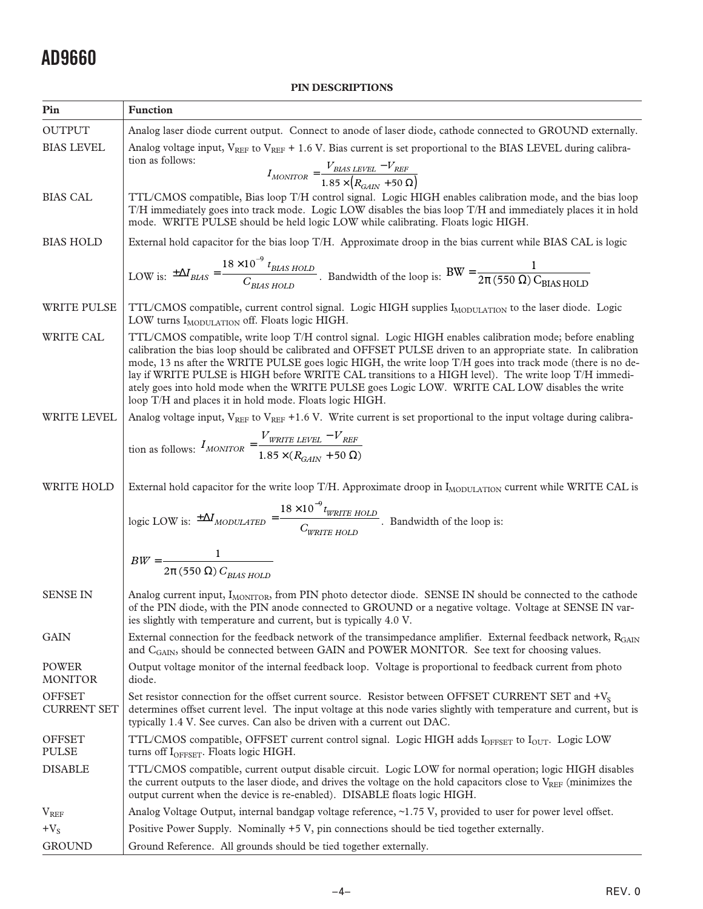## PIN DESCRIPTIONS

| Pin | Function |
|---|---|
| OUTPUT | Analog laser diode current output. Connect to anode of laser diode, cathode connected to GROUND externally. |
| BIAS LEVEL | Analog voltage input, $V_{REF}$ to $V_{REF}$ + 1.6 V. Bias current is set proportional to the BIAS LEVEL during calibration as follows: $$I_{MONITOR} = \frac{V_{BIAS\ LEVEL} - V_{REF}}{1.85 \times (R_{GAIN} + 50\ \Omega)}$$ |
| BIAS CAL | TTL/CMOS compatible, Bias loop T/H control signal. Logic HIGH enables calibration mode, and the bias loop T/H immediately goes into track mode. Logic LOW disables the bias loop T/H and immediately places it in hold mode. WRITE PULSE should be held logic LOW while calibrating. Floats logic HIGH. |
| BIAS HOLD | External hold capacitor for the bias loop T/H. Approximate droop in the bias current while BIAS CAL is logic LOW is: $\pm \Delta I_{BIAS} = \frac{18 \times 10^{-9}\ t_{BIAS\ HOLD}}{C_{BIAS\ HOLD}}$. Bandwidth of the loop is: $BW = \frac{1}{2\pi\ (550\ \Omega)\ C_{BIAS\ HOLD}}$ |
| WRITE PULSE | TTL/CMOS compatible, current control signal. Logic HIGH supplies $I_{MODULATION}$ to the laser diode. Logic LOW turns $I_{MODULATION}$ off. Floats logic HIGH. |
| WRITE CAL | TTL/CMOS compatible, write loop T/H control signal. Logic HIGH enables calibration mode; before enabling calibration the bias loop should be calibrated and OFFSET PULSE driven to an appropriate state. In calibration mode, 13 ns after the WRITE PULSE goes logic HIGH, the write loop T/H goes into track mode (there is no delay if WRITE PULSE is HIGH before WRITE CAL transitions to a HIGH level). The write loop T/H immediately goes into hold mode when the WRITE PULSE goes Logic LOW. WRITE CAL LOW disables the write loop T/H and places it in hold mode. Floats logic HIGH. |
| WRITE LEVEL | Analog voltage input, $V_{REF}$ to $V_{REF}$ +1.6 V. Write current is set proportional to the input voltage during calibration as follows: $I_{MONITOR} = \frac{V_{WRITE\ LEVEL} - V_{REF}}{1.85 \times (R_{GAIN} + 50\ \Omega)}$ |
| WRITE HOLD | External hold capacitor for the write loop T/H. Approximate droop in $I_{MODULATION}$ current while WRITE CAL is logic LOW is: $\pm \Delta I_{MODULATED} = \frac{18 \times 10^{-9}\ t_{WRITE\ HOLD}}{C_{WRITE\ HOLD}}$. Bandwidth of the loop is: $$BW = \frac{1}{2\pi\ (550\ \Omega)\ C_{BIAS\ HOLD}}$$ |
| SENSE IN | Analog current input, $I_{MONITOR}$, from PIN photo detector diode. SENSE IN should be connected to the cathode of the PIN diode, with the PIN anode connected to GROUND or a negative voltage. Voltage at SENSE IN varies slightly with temperature and current, but is typically 4.0 V. |
| GAIN | External connection for the feedback network of the transimpedance amplifier. External feedback network, $R_{GAIN}$ and $C_{GAIN}$, should be connected between GAIN and POWER MONITOR. See text for choosing values. |
| POWER MONITOR | Output voltage monitor of the internal feedback loop. Voltage is proportional to feedback current from photo diode. |
| OFFSET CURRENT SET | Set resistor connection for the offset current source. Resistor between OFFSET CURRENT SET and $+V_S$ determines offset current level. The input voltage at this node varies slightly with temperature and current, but is typically 1.4 V. See curves. Can also be driven with a current out DAC. |
| OFFSET PULSE | TTL/CMOS compatible, OFFSET current control signal. Logic HIGH adds $I_{OFFSET}$ to $I_{OUT}$. Logic LOW turns off $I_{OFFSET}$. Floats logic HIGH. |
| DISABLE | TTL/CMOS compatible, current output disable circuit. Logic LOW for normal operation; logic HIGH disables the current outputs to the laser diode, and drives the voltage on the hold capacitors close to $V_{REF}$ (minimizes the output current when the device is re-enabled). DISABLE floats logic HIGH. |
| $V_{REF}$ | Analog Voltage Output, internal bandgap voltage reference, ~1.75 V, provided to user for power level offset. |
| $+V_S$ | Positive Power Supply. Nominally +5 V, pin connections should be tied together externally. |
| GROUND | Ground Reference. All grounds should be tied together externally. |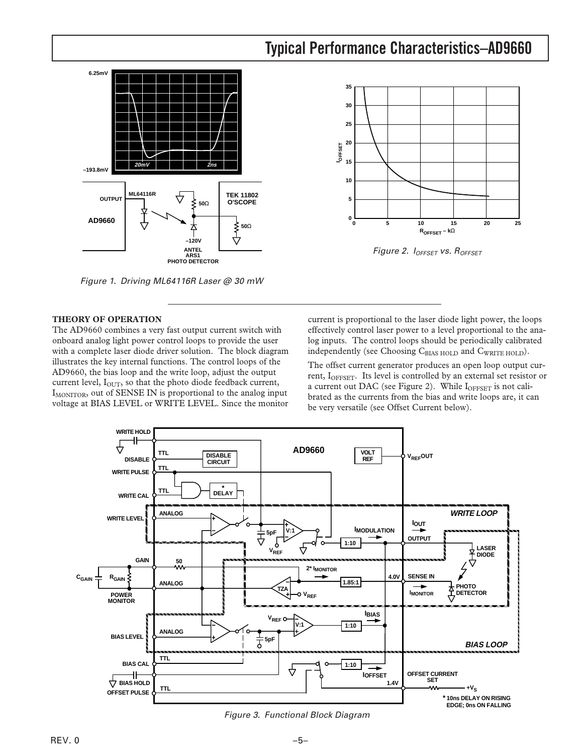## Typical Performance Characteristics–AD9660

Figure 1. Driving ML64116R Laser @ 30 mW

Figure 2. $I_{OFFSET}$ vs. $R_{OFFSET}$

### THEORY OF OPERATION

The AD9660 combines a very fast output current switch with onboard analog light power control loops to provide the user with a complete laser diode driver solution. The block diagram illustrates the key internal functions. The control loops of the AD9660, the bias loop and the write loop, adjust the output current level, $I_{OUT}$, so that the photo diode feedback current, $I_{MONITOR}$, out of SENSE IN is proportional to the analog input voltage at BIAS LEVEL or WRITE LEVEL. Since the monitor current is proportional to the laser diode light power, the loops effectively control laser power to a level proportional to the analog inputs. The control loops should be periodically calibrated independently (see Choosing $C_{BIAS\ HOLD}$ and $C_{WRITE\ HOLD}$).

The offset current generator produces an open loop output current, $I_{OFFSET}$. Its level is controlled by an external set resistor or a current out DAC (see Figure 2). While $I_{OFFSET}$ is not calibrated as the currents from the bias and write loops are, it can be very versatile (see Offset Current below).

Figure 3. Functional Block Diagram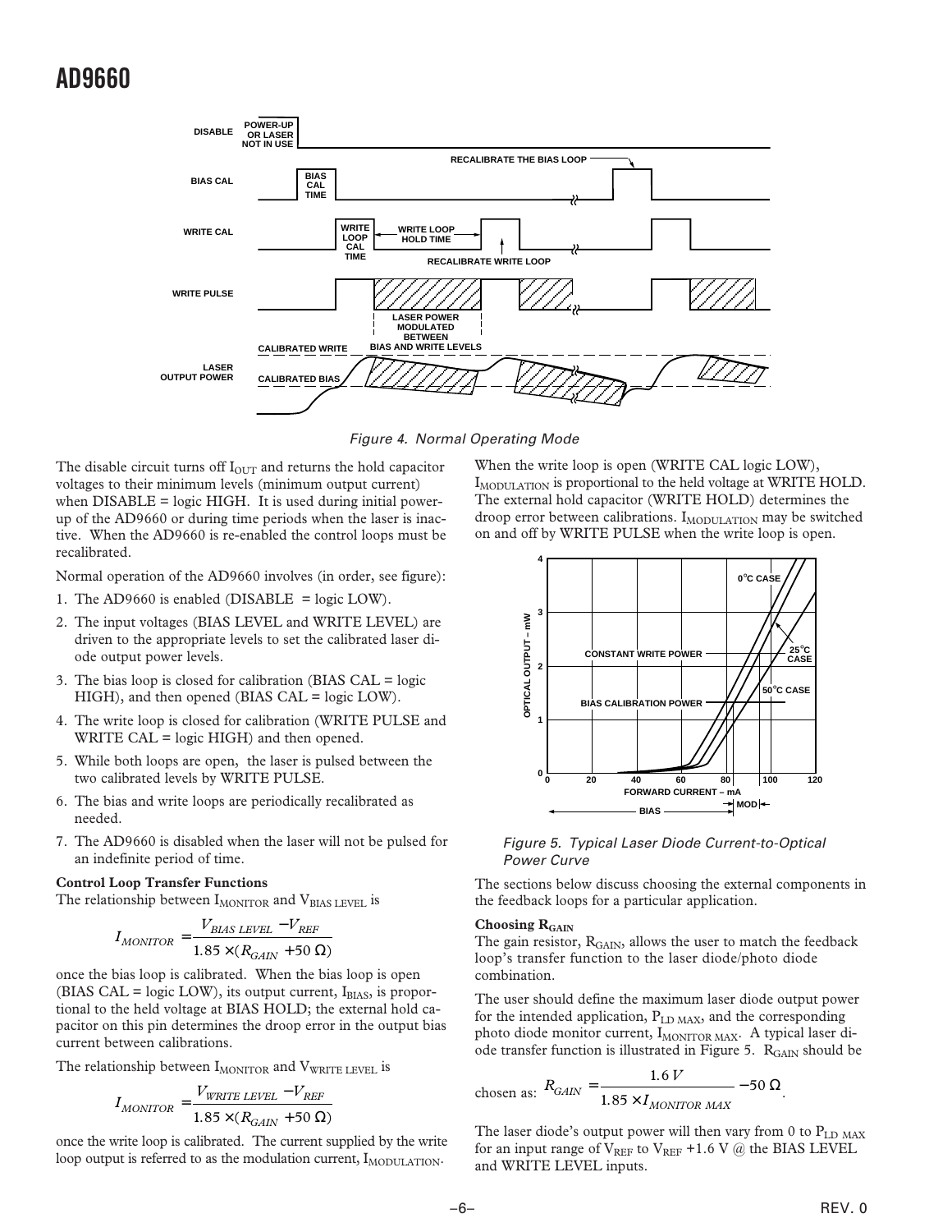Figure 4. Normal Operating Mode

The disable circuit turns off $I_{OUT}$ and returns the hold capacitor voltages to their minimum levels (minimum output current) when DISABLE = logic HIGH. It is used during initial power-up of the AD9660 or during time periods when the laser is inactive. When the AD9660 is re-enabled the control loops must be recalibrated.

Normal operation of the AD9660 involves (in order, see figure):

1. The AD9660 is enabled (DISABLE = logic LOW).
2. The input voltages (BIAS LEVEL and WRITE LEVEL) are driven to the appropriate levels to set the calibrated laser diode output power levels.
3. The bias loop is closed for calibration (BIAS CAL = logic HIGH), and then opened (BIAS CAL = logic LOW).
4. The write loop is closed for calibration (WRITE PULSE and WRITE CAL = logic HIGH) and then opened.
5. While both loops are open, the laser is pulsed between the two calibrated levels by WRITE PULSE.
6. The bias and write loops are periodically recalibrated as needed.
7. The AD9660 is disabled when the laser will not be pulsed for an indefinite period of time.

**Control Loop Transfer Functions**

The relationship between $I_{MONITOR}$ and $V_{BIAS\ LEVEL}$ is

$$I_{MONITOR} = \frac{V_{BIAS\ LEVEL} - V_{REF}}{1.85 \times (R_{GAIN} + 50\ \Omega)}$$

once the bias loop is calibrated. When the bias loop is open (BIAS CAL = logic LOW), its output current, $I_{BIAS}$, is proportional to the held voltage at BIAS HOLD; the external hold capacitor on this pin determines the droop error in the output bias current between calibrations.

The relationship between $I_{MONITOR}$ and $V_{WRITE\ LEVEL}$ is

$$I_{MONITOR} = \frac{V_{WRITE\ LEVEL} - V_{REF}}{1.85 \times (R_{GAIN} + 50\ \Omega)}$$

once the write loop is calibrated. The current supplied by the write loop output is referred to as the modulation current, $I_{MODULATION}$.

When the write loop is open (WRITE CAL logic LOW), $I_{MODULATION}$ is proportional to the held voltage at WRITE HOLD. The external hold capacitor (WRITE HOLD) determines the droop error between calibrations. $I_{MODULATION}$ may be switched on and off by WRITE PULSE when the write loop is open.

Figure 5. Typical Laser Diode Current-to-Optical Power Curve

The sections below discuss choosing the external components in the feedback loops for a particular application.

**Choosing $R_{GAIN}$**

The gain resistor, $R_{GAIN}$, allows the user to match the feedback loop's transfer function to the laser diode/photo diode combination.

The user should define the maximum laser diode output power for the intended application, $P_{LD\ MAX}$, and the corresponding photo diode monitor current, $I_{MONITOR\ MAX}$. A typical laser diode transfer function is illustrated in Figure 5. $R_{GAIN}$ should be chosen as:

$$R_{GAIN} = \frac{1.6\ V}{1.85 \times I_{MONITOR\ MAX}} - 50\ \Omega.$$

The laser diode's output power will then vary from 0 to $P_{LD\ MAX}$ for an input range of $V_{REF}$ to $V_{REF}$ +1.6 V @ the BIAS LEVEL and WRITE LEVEL inputs.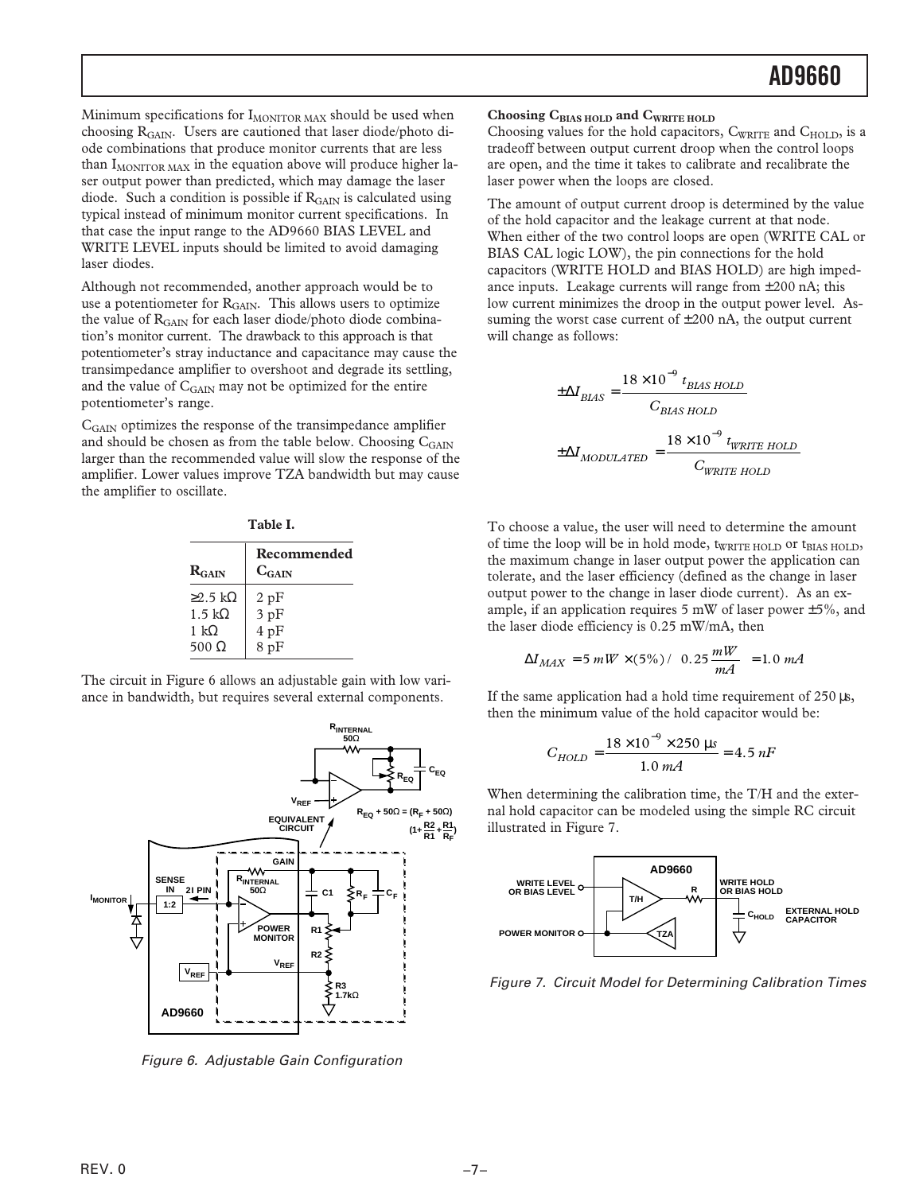Minimum specifications for $I_{MONITOR\ MAX}$ should be used when choosing $R_{GAIN}$. Users are cautioned that laser diode/photo diode combinations that produce monitor currents that are less than $I_{MONITOR\ MAX}$ in the equation above will produce higher laser output power than predicted, which may damage the laser diode. Such a condition is possible if $R_{GAIN}$ is calculated using typical instead of minimum monitor current specifications. In that case the input range to the AD9660 BIAS LEVEL and WRITE LEVEL inputs should be limited to avoid damaging laser diodes.

Although not recommended, another approach would be to use a potentiometer for $R_{GAIN}$. This allows users to optimize the value of $R_{GAIN}$ for each laser diode/photo diode combination's monitor current. The drawback to this approach is that potentiometer's stray inductance and capacitance may cause the transimpedance amplifier to overshoot and degrade its settling, and the value of $C_{GAIN}$ may not be optimized for the entire potentiometer's range.

$C_{GAIN}$ optimizes the response of the transimpedance amplifier and should be chosen as from the table below. Choosing $C_{GAIN}$ larger than the recommended value will slow the response of the amplifier. Lower values improve TZA bandwidth but may cause the amplifier to oscillate.

**Table I.**

| $R_{GAIN}$ | Recommended $C_{GAIN}$ |
|---|---|
| ≥2.5 kΩ | 2 pF |
| 1.5 kΩ | 3 pF |
| 1 kΩ | 4 pF |
| 500 Ω | 8 pF |

The circuit in Figure 6 allows an adjustable gain with low variance in bandwidth, but requires several external components.

$$R_{EQ} + 50\Omega = (R_F + 50\Omega)\left(1 + \frac{R2}{R1} + \frac{R1}{R_F}\right)$$

*Figure 6. Adjustable Gain Configuration*

### Choosing $C_{BIAS\ HOLD}$ and $C_{WRITE\ HOLD}$

Choosing values for the hold capacitors, $C_{WRITE}$ and $C_{HOLD}$, is a tradeoff between output current droop when the control loops are open, and the time it takes to calibrate and recalibrate the laser power when the loops are closed.

The amount of output current droop is determined by the value of the hold capacitor and the leakage current at that node. When either of the two control loops are open (WRITE CAL or BIAS CAL logic LOW), the pin connections for the hold capacitors (WRITE HOLD and BIAS HOLD) are high impedance inputs. Leakage currents will range from ±200 nA; this low current minimizes the droop in the output power level. Assuming the worst case current of ±200 nA, the output current will change as follows:

$$\pm\Delta I_{BIAS} = \frac{18 \times 10^{-9}\ t_{BIAS\ HOLD}}{C_{BIAS\ HOLD}}$$

$$\pm\Delta I_{MODULATED} = \frac{18 \times 10^{-9}\ t_{WRITE\ HOLD}}{C_{WRITE\ HOLD}}$$

To choose a value, the user will need to determine the amount of time the loop will be in hold mode, $t_{WRITE\ HOLD}$ or $t_{BIAS\ HOLD}$, the maximum change in laser output power the application can tolerate, and the laser efficiency (defined as the change in laser output power to the change in laser diode current). As an example, if an application requires 5 mW of laser power ±5%, and the laser diode efficiency is 0.25 mW/mA, then

$$\Delta I_{MAX} = 5\ mW \times (5\%) / \left(0.25 \frac{mW}{mA}\right) = 1.0\ mA$$

If the same application had a hold time requirement of 250 µs, then the minimum value of the hold capacitor would be:

$$C_{HOLD} = \frac{18 \times 10^{-9} \times 250\ \mu s}{1.0\ mA} = 4.5\ nF$$

When determining the calibration time, the T/H and the external hold capacitor can be modeled using the simple RC circuit illustrated in Figure 7.

*Figure 7. Circuit Model for Determining Calibration Times*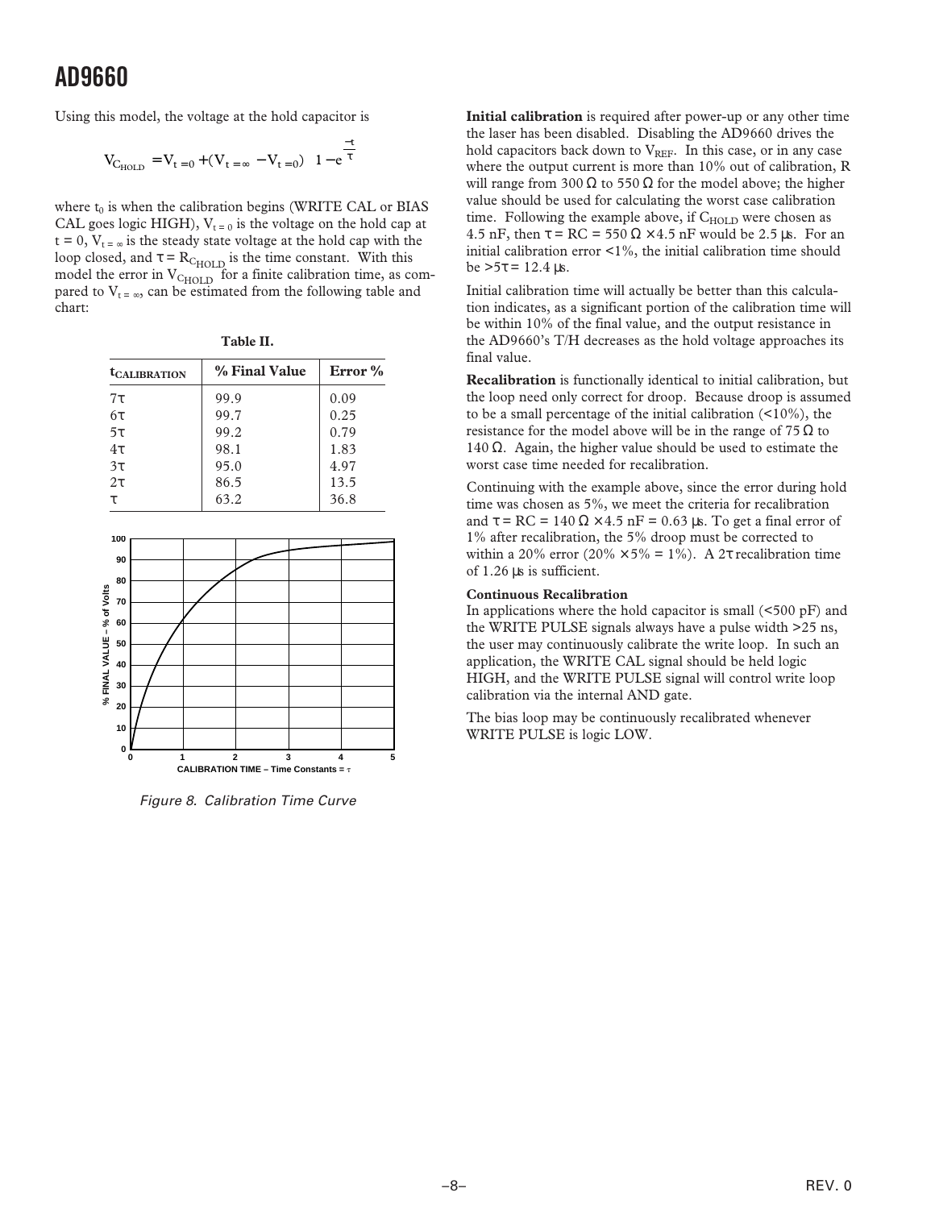Using this model, the voltage at the hold capacitor is

$$V_{C_{HOLD}} = V_{t=0} + (V_{t=\infty} - V_{t=0})\left(1 - e^{\frac{-t}{\tau}}\right)$$

where $t_0$ is when the calibration begins (WRITE CAL or BIAS CAL goes logic HIGH), $V_{t=0}$ is the voltage on the hold cap at t = 0, $V_{t=\infty}$ is the steady state voltage at the hold cap with the loop closed, and $\tau = R_{C_{HOLD}}$ is the time constant. With this model the error in $V_{C_{HOLD}}$ for a finite calibration time, as compared to $V_{t=\infty}$, can be estimated from the following table and chart:

**Table II.**

| $t_{CALIBRATION}$ | % Final Value | Error % |
|---|---|---|
| 7τ | 99.9 | 0.09 |
| 6τ | 99.7 | 0.25 |
| 5τ | 99.2 | 0.79 |
| 4τ | 98.1 | 1.83 |
| 3τ | 95.0 | 4.97 |
| 2τ | 86.5 | 13.5 |
| τ | 63.2 | 36.8 |

*Figure 8. Calibration Time Curve*

**Initial calibration** is required after power-up or any other time the laser has been disabled. Disabling the AD9660 drives the hold capacitors back down to $V_{REF}$. In this case, or in any case where the output current is more than 10% out of calibration, R will range from 300 Ω to 550 Ω for the model above; the higher value should be used for calculating the worst case calibration time. Following the example above, if $C_{HOLD}$ were chosen as 4.5 nF, then τ = RC = 550 Ω × 4.5 nF would be 2.5 µs. For an initial calibration error <1%, the initial calibration time should be >5τ = 12.4 µs.

Initial calibration time will actually be better than this calculation indicates, as a significant portion of the calibration time will be within 10% of the final value, and the output resistance in the AD9660's T/H decreases as the hold voltage approaches its final value.

**Recalibration** is functionally identical to initial calibration, but the loop need only correct for droop. Because droop is assumed to be a small percentage of the initial calibration (<10%), the resistance for the model above will be in the range of 75 Ω to 140 Ω. Again, the higher value should be used to estimate the worst case time needed for recalibration.

Continuing with the example above, since the error during hold time was chosen as 5%, we meet the criteria for recalibration and τ = RC = 140 Ω × 4.5 nF = 0.63 µs. To get a final error of 1% after recalibration, the 5% droop must be corrected to within a 20% error (20% × 5% = 1%). A 2τ recalibration time of 1.26 µs is sufficient.

**Continuous Recalibration**

In applications where the hold capacitor is small (<500 pF) and the WRITE PULSE signals always have a pulse width >25 ns, the user may continuously calibrate the write loop. In such an application, the WRITE CAL signal should be held logic HIGH, and the WRITE PULSE signal will control write loop calibration via the internal AND gate.

The bias loop may be continuously recalibrated whenever WRITE PULSE is logic LOW.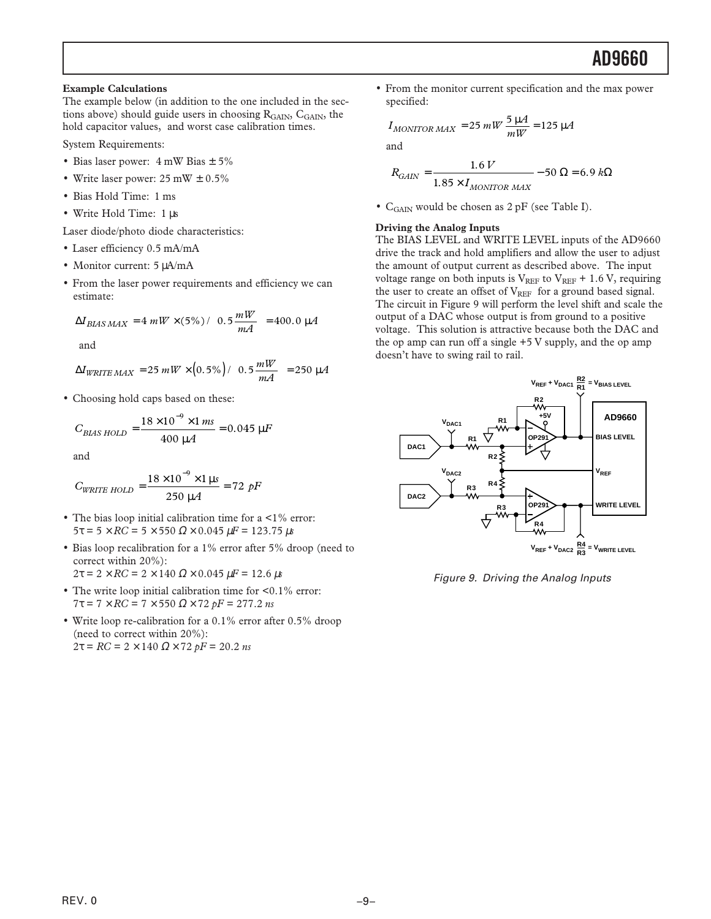**Example Calculations**

The example below (in addition to the one included in the sections above) should guide users in choosing $R_{GAIN}$, $C_{GAIN}$, the hold capacitor values, and worst case calibration times.

System Requirements:

- Bias laser power: 4 mW Bias ± 5%
- Write laser power: 25 mW ± 0.5%
- Bias Hold Time: 1 ms
- Write Hold Time: 1 µs

Laser diode/photo diode characteristics:

- Laser efficiency 0.5 mA/mA
- Monitor current: 5 µA/mA
- From the laser power requirements and efficiency we can estimate:

$$\Delta I_{BIAS\,MAX} = 4\,mW \times (5\%) / \left(0.5\frac{mW}{mA}\right) = 400.0\ \mu A$$

and

$$\Delta I_{WRITE\,MAX} = 25\,mW \times (0.5\%) / \left(0.5\frac{mW}{mA}\right) = 250\ \mu A$$

- Choosing hold caps based on these:

$$C_{BIAS\,HOLD} = \frac{18 \times 10^{-9} \times 1\,ms}{400\ \mu A} = 0.045\ \mu F$$

and

$$C_{WRITE\,HOLD} = \frac{18 \times 10^{-9} \times 1\ \mu s}{250\ \mu A} = 72\ pF$$

- The bias loop initial calibration time for a <1% error: $5\tau = 5 \times RC = 5 \times 550\ \Omega \times 0.045\ \mu F = 123.75\ \mu s$
- Bias loop recalibration for a 1% error after 5% droop (need to correct within 20%): $2\tau = 2 \times RC = 2 \times 140\ \Omega \times 0.045\ \mu F = 12.6\ \mu s$
- The write loop initial calibration time for <0.1% error: $7\tau = 7 \times RC = 7 \times 550\ \Omega \times 72\ pF = 277.2\ ns$
- Write loop re-calibration for a 0.1% error after 0.5% droop (need to correct within 20%): $2\tau = RC = 2 \times 140\ \Omega \times 72\ pF = 20.2\ ns$
- From the monitor current specification and the max power specified:

$$I_{MONITOR\,MAX} = 25\,mW\,\frac{5\ \mu A}{mW} = 125\ \mu A$$

and

$$R_{GAIN} = \frac{1.6\,V}{1.85 \times I_{MONITOR\,MAX}} - 50\ \Omega = 6.9\ k\Omega$$

- $C_{GAIN}$ would be chosen as 2 pF (see Table I).

**Driving the Analog Inputs**

The BIAS LEVEL and WRITE LEVEL inputs of the AD9660 drive the track and hold amplifiers and allow the user to adjust the amount of output current as described above. The input voltage range on both inputs is $V_{REF}$ to $V_{REF}$ + 1.6 V, requiring the user to create an offset of $V_{REF}$ for a ground based signal. The circuit in Figure 9 will perform the level shift and scale the output of a DAC whose output is from ground to a positive voltage. This solution is attractive because both the DAC and the op amp can run off a single +5 V supply, and the op amp doesn't have to swing rail to rail.

Figure 9. Driving the Analog Inputs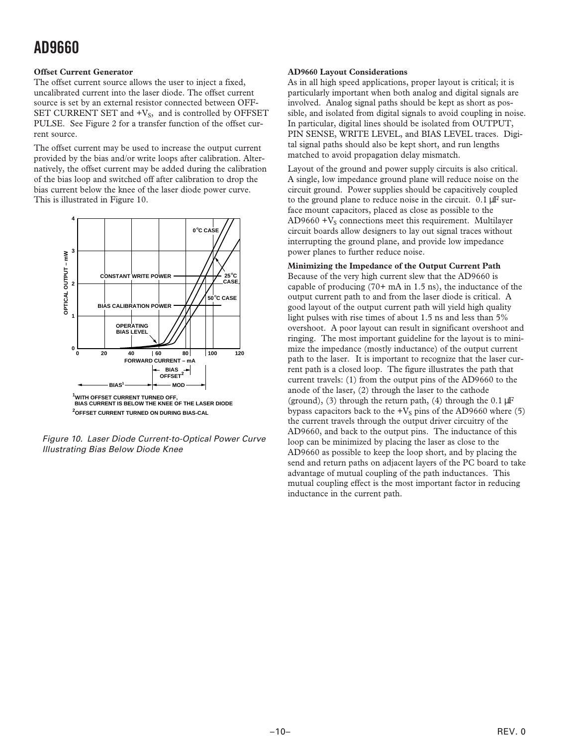### Offset Current Generator

The offset current source allows the user to inject a fixed, uncalibrated current into the laser diode. The offset current source is set by an external resistor connected between OFFSET CURRENT SET and $+V_S$, and is controlled by OFFSET PULSE. See Figure 2 for a transfer function of the offset current source.

The offset current may be used to increase the output current provided by the bias and/or write loops after calibration. Alternatively, the offset current may be added during the calibration of the bias loop and switched off after calibration to drop the bias current below the knee of the laser diode power curve. This is illustrated in Figure 10.

[1]WITH OFFSET CURRENT TURNED OFF, BIAS CURRENT IS BELOW THE KNEE OF THE LASER DIODE

[2]OFFSET CURRENT TURNED ON DURING BIAS-CAL

*Figure 10. Laser Diode Current-to-Optical Power Curve Illustrating Bias Below Diode Knee*

### AD9660 Layout Considerations

As in all high speed applications, proper layout is critical; it is particularly important when both analog and digital signals are involved. Analog signal paths should be kept as short as possible, and isolated from digital signals to avoid coupling in noise. In particular, digital lines should be isolated from OUTPUT, PIN SENSE, WRITE LEVEL, and BIAS LEVEL traces. Digital signal paths should also be kept short, and run lengths matched to avoid propagation delay mismatch.

Layout of the ground and power supply circuits is also critical. A single, low impedance ground plane will reduce noise on the circuit ground. Power supplies should be capacitively coupled to the ground plane to reduce noise in the circuit. 0.1 µF surface mount capacitors, placed as close as possible to the AD9660 $+V_S$ connections meet this requirement. Multilayer circuit boards allow designers to lay out signal traces without interrupting the ground plane, and provide low impedance power planes to further reduce noise.

### Minimizing the Impedance of the Output Current Path

Because of the very high current slew that the AD9660 is capable of producing (70+ mA in 1.5 ns), the inductance of the output current path to and from the laser diode is critical. A good layout of the output current path will yield high quality light pulses with rise times of about 1.5 ns and less than 5% overshoot. A poor layout can result in significant overshoot and ringing. The most important guideline for the layout is to minimize the impedance (mostly inductance) of the output current path to the laser. It is important to recognize that the laser current path is a closed loop. The figure illustrates the path that current travels: (1) from the output pins of the AD9660 to the anode of the laser, (2) through the laser to the cathode (ground), (3) through the return path, (4) through the 0.1 µF bypass capacitors back to the $+V_S$ pins of the AD9660 where (5) the current travels through the output driver circuitry of the AD9660, and back to the output pins. The inductance of this loop can be minimized by placing the laser as close to the AD9660 as possible to keep the loop short, and by placing the send and return paths on adjacent layers of the PC board to take advantage of mutual coupling of the path inductances. This mutual coupling effect is the most important factor in reducing inductance in the current path.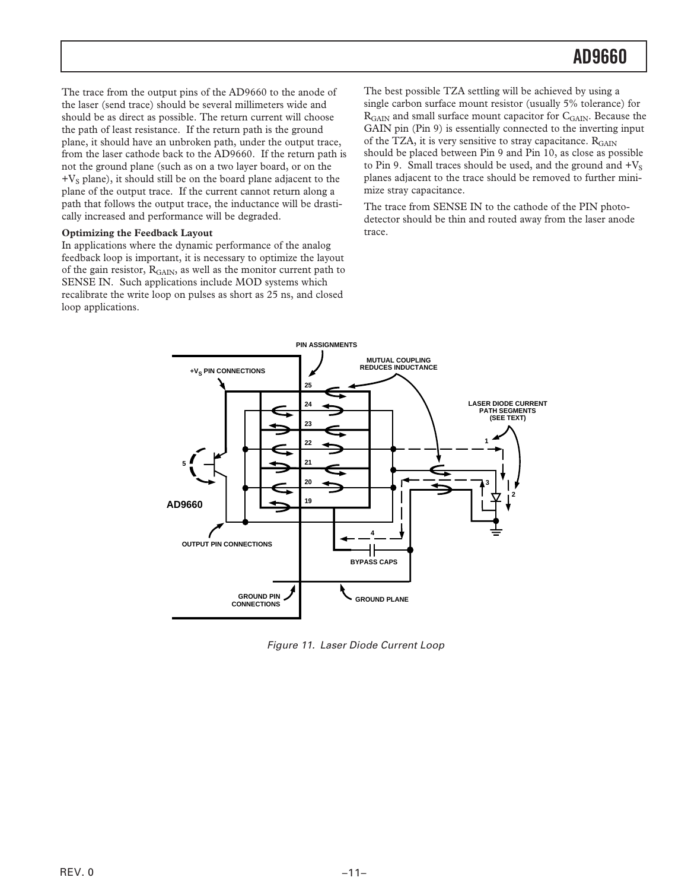The trace from the output pins of the AD9660 to the anode of the laser (send trace) should be several millimeters wide and should be as direct as possible. The return current will choose the path of least resistance. If the return path is the ground plane, it should have an unbroken path, under the output trace, from the laser cathode back to the AD9660. If the return path is not the ground plane (such as on a two layer board, or on the $+V_S$ plane), it should still be on the board plane adjacent to the plane of the output trace. If the current cannot return along a path that follows the output trace, the inductance will be drastically increased and performance will be degraded.

**Optimizing the Feedback Layout**

In applications where the dynamic performance of the analog feedback loop is important, it is necessary to optimize the layout of the gain resistor, $R_{GAIN}$, as well as the monitor current path to SENSE IN. Such applications include MOD systems which recalibrate the write loop on pulses as short as 25 ns, and closed loop applications.

The best possible TZA settling will be achieved by using a single carbon surface mount resistor (usually 5% tolerance) for $R_{GAIN}$ and small surface mount capacitor for $C_{GAIN}$. Because the GAIN pin (Pin 9) is essentially connected to the inverting input of the TZA, it is very sensitive to stray capacitance. $R_{GAIN}$ should be placed between Pin 9 and Pin 10, as close as possible to Pin 9. Small traces should be used, and the ground and $+V_S$ planes adjacent to the trace should be removed to further minimize stray capacitance.

The trace from SENSE IN to the cathode of the PIN photodetector should be thin and routed away from the laser anode trace.

*Figure 11. Laser Diode Current Loop*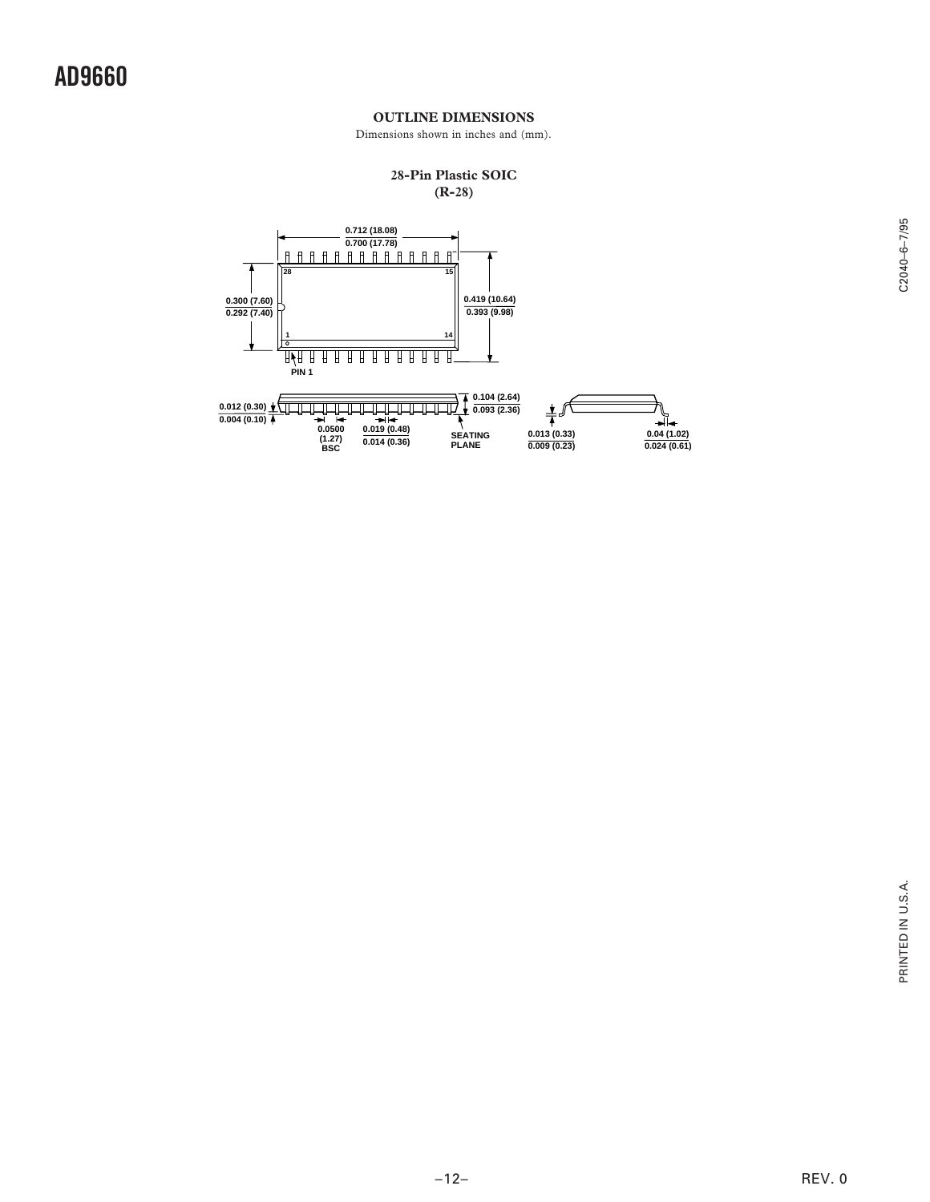## OUTLINE DIMENSIONS

Dimensions shown in inches and (mm).

### 28-Pin Plastic SOIC (R-28)

0.712 (18.08)
0.700 (17.78)

28
15
1
14

0.300 (7.60)
0.292 (7.40)

0.419 (10.64)
0.393 (9.98)

PIN 1

0.012 (0.30)
0.004 (0.10)

0.0500 (1.27) BSC

0.019 (0.48)
0.014 (0.36)

0.104 (2.64)
0.093 (2.36)

SEATING PLANE

0.013 (0.33)
0.009 (0.23)

0.04 (1.02)
0.024 (0.61)

C2040–6–7/95

PRINTED IN U.S.A.